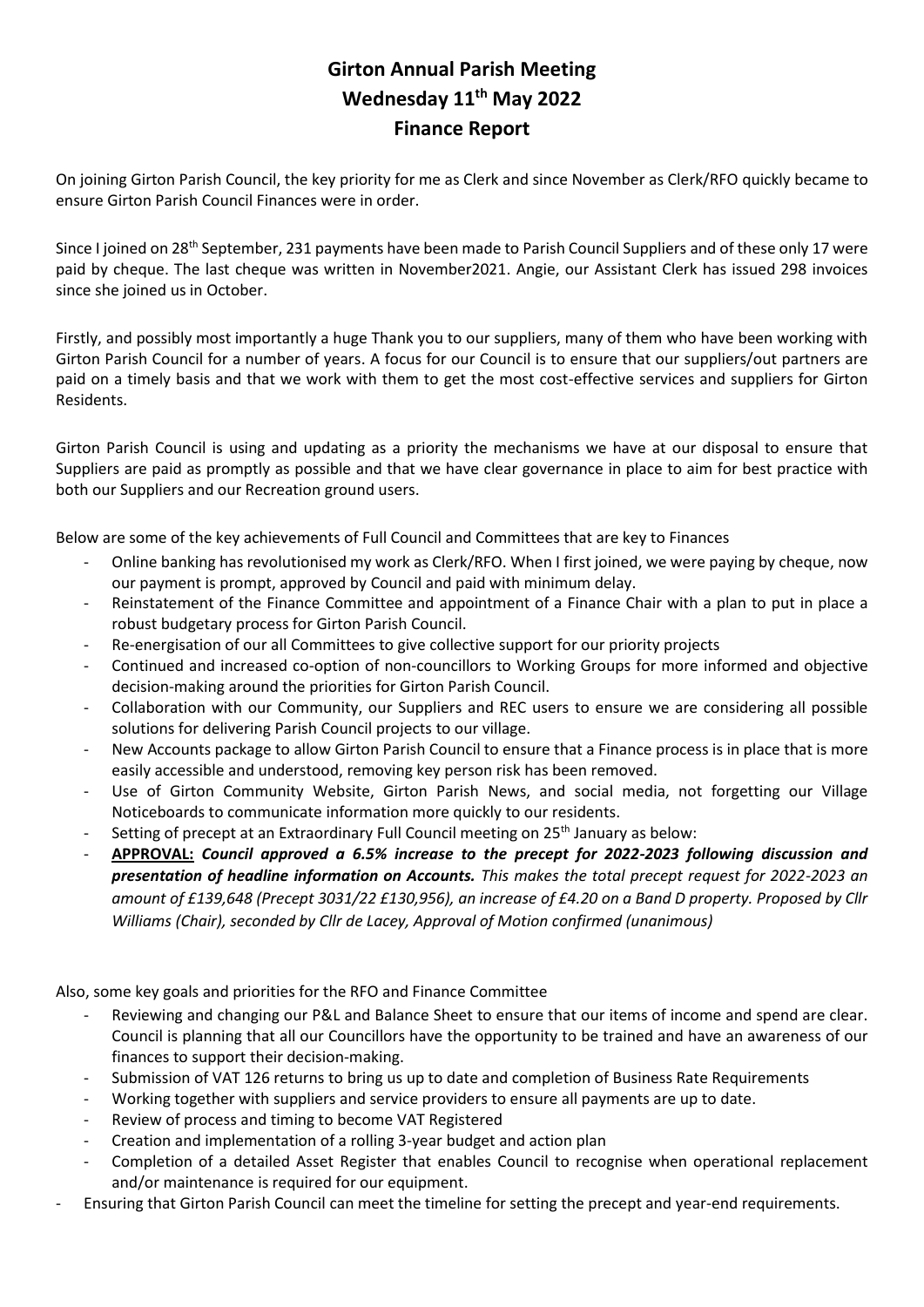# Girton Annual Parish Meeting
## Wednesday 11th May 2022
## Finance Report

On joining Girton Parish Council, the key priority for me as Clerk and since November as Clerk/RFO quickly became to ensure Girton Parish Council Finances were in order.

Since I joined on 28th September, 231 payments have been made to Parish Council Suppliers and of these only 17 were paid by cheque. The last cheque was written in November2021. Angie, our Assistant Clerk has issued 298 invoices since she joined us in October.

Firstly, and possibly most importantly a huge Thank you to our suppliers, many of them who have been working with Girton Parish Council for a number of years. A focus for our Council is to ensure that our suppliers/out partners are paid on a timely basis and that we work with them to get the most cost-effective services and suppliers for Girton Residents.

Girton Parish Council is using and updating as a priority the mechanisms we have at our disposal to ensure that Suppliers are paid as promptly as possible and that we have clear governance in place to aim for best practice with both our Suppliers and our Recreation ground users.

Below are some of the key achievements of Full Council and Committees that are key to Finances

- Online banking has revolutionised my work as Clerk/RFO. When I first joined, we were paying by cheque, now our payment is prompt, approved by Council and paid with minimum delay.
- Reinstatement of the Finance Committee and appointment of a Finance Chair with a plan to put in place a robust budgetary process for Girton Parish Council.
- Re-energisation of our all Committees to give collective support for our priority projects
- Continued and increased co-option of non-councillors to Working Groups for more informed and objective decision-making around the priorities for Girton Parish Council.
- Collaboration with our Community, our Suppliers and REC users to ensure we are considering all possible solutions for delivering Parish Council projects to our village.
- New Accounts package to allow Girton Parish Council to ensure that a Finance process is in place that is more easily accessible and understood, removing key person risk has been removed.
- Use of Girton Community Website, Girton Parish News, and social media, not forgetting our Village Noticeboards to communicate information more quickly to our residents.
- Setting of precept at an Extraordinary Full Council meeting on 25th January as below:
- **APPROVAL:** ***Council approved a 6.5% increase to the precept for 2022-2023 following discussion and presentation of headline information on Accounts.*** *This makes the total precept request for 2022-2023 an amount of £139,648 (Precept 3031/22 £130,956), an increase of £4.20 on a Band D property. Proposed by Cllr Williams (Chair), seconded by Cllr de Lacey, Approval of Motion confirmed (unanimous)*

Also, some key goals and priorities for the RFO and Finance Committee

- Reviewing and changing our P&L and Balance Sheet to ensure that our items of income and spend are clear. Council is planning that all our Councillors have the opportunity to be trained and have an awareness of our finances to support their decision-making.
- Submission of VAT 126 returns to bring us up to date and completion of Business Rate Requirements
- Working together with suppliers and service providers to ensure all payments are up to date.
- Review of process and timing to become VAT Registered
- Creation and implementation of a rolling 3-year budget and action plan
- Completion of a detailed Asset Register that enables Council to recognise when operational replacement and/or maintenance is required for our equipment.
- Ensuring that Girton Parish Council can meet the timeline for setting the precept and year-end requirements.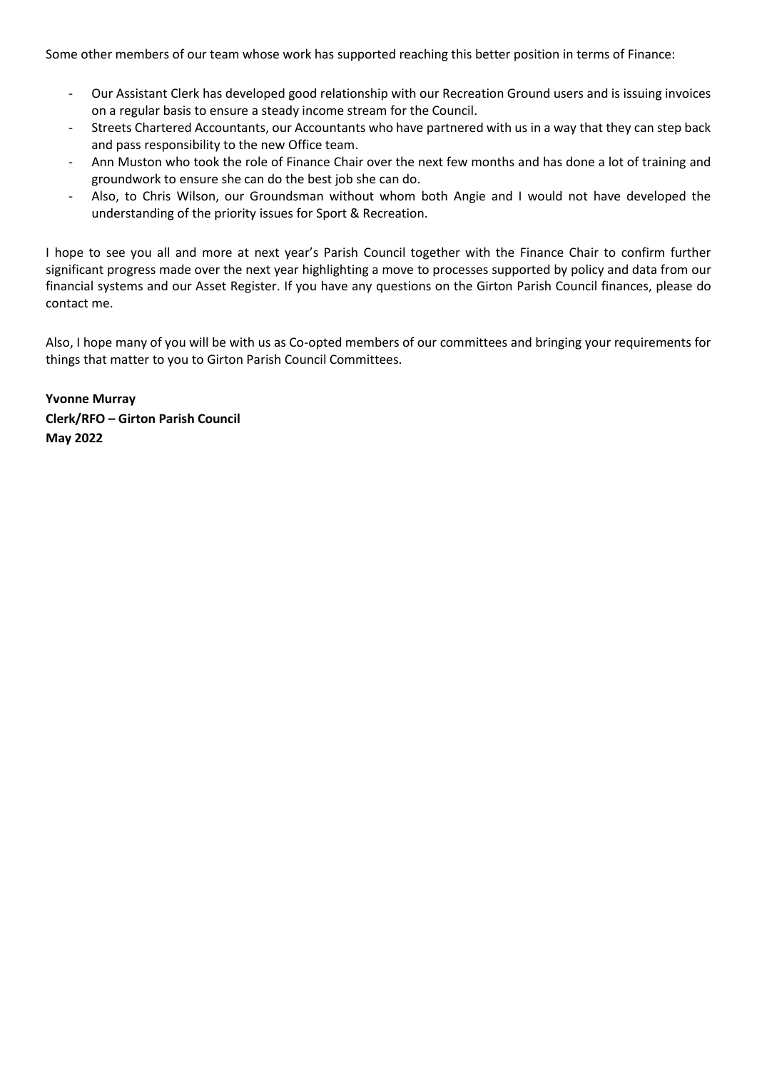Some other members of our team whose work has supported reaching this better position in terms of Finance:

- Our Assistant Clerk has developed good relationship with our Recreation Ground users and is issuing invoices on a regular basis to ensure a steady income stream for the Council.
- Streets Chartered Accountants, our Accountants who have partnered with us in a way that they can step back and pass responsibility to the new Office team.
- Ann Muston who took the role of Finance Chair over the next few months and has done a lot of training and groundwork to ensure she can do the best job she can do.
- Also, to Chris Wilson, our Groundsman without whom both Angie and I would not have developed the understanding of the priority issues for Sport & Recreation.

I hope to see you all and more at next year's Parish Council together with the Finance Chair to confirm further significant progress made over the next year highlighting a move to processes supported by policy and data from our financial systems and our Asset Register. If you have any questions on the Girton Parish Council finances, please do contact me.

Also, I hope many of you will be with us as Co-opted members of our committees and bringing your requirements for things that matter to you to Girton Parish Council Committees.

**Yvonne Murray**
**Clerk/RFO – Girton Parish Council**
**May 2022**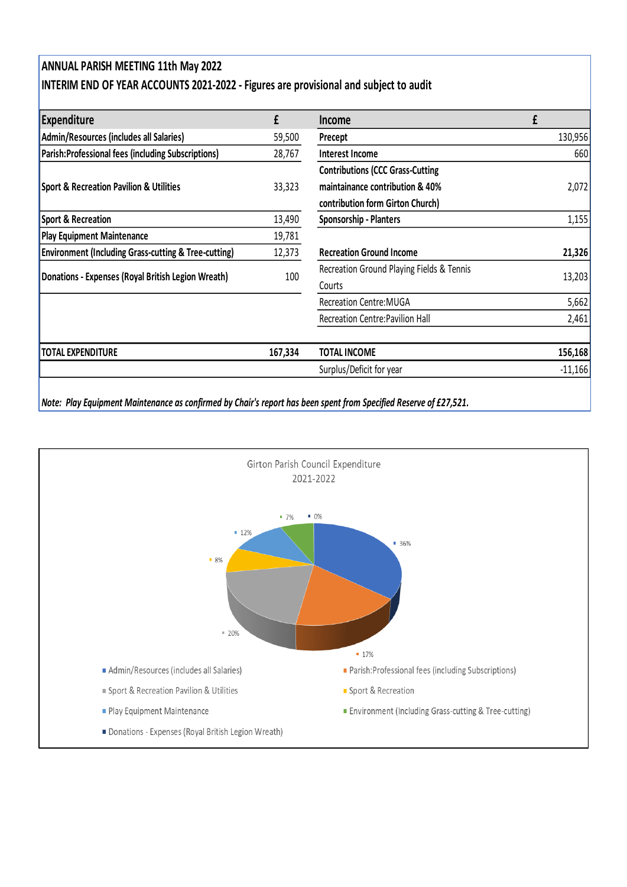## ANNUAL PARISH MEETING 11th May 2022

## INTERIM END OF YEAR ACCOUNTS 2021-2022 - Figures are provisional and subject to audit

| Expenditure | £ | Income | £ |
|---|---|---|---|
| Admin/Resources (includes all Salaries) | 59,500 | Precept | 130,956 |
| Parish:Professional fees (including Subscriptions) | 28,767 | Interest Income | 660 |
| Sport & Recreation Pavilion & Utilities | 33,323 | Contributions (CCC Grass-Cutting maintainance contribution & 40% contribution form Girton Church) | 2,072 |
| Sport & Recreation | 13,490 | Sponsorship - Planters | 1,155 |
| Play Equipment Maintenance | 19,781 | | |
| Environment (Including Grass-cutting & Tree-cutting) | 12,373 | **Recreation Ground Income** | **21,326** |
| Donations - Expenses (Royal British Legion Wreath) | 100 | Recreation Ground Playing Fields & Tennis Courts | 13,203 |
| | | Recreation Centre:MUGA | 5,662 |
| | | Recreation Centre:Pavilion Hall | 2,461 |
| **TOTAL EXPENDITURE** | **167,334** | **TOTAL INCOME** | **156,168** |
| | | Surplus/Deficit for year | -11,166 |

*Note: Play Equipment Maintenance as confirmed by Chair's report has been spent from Specified Reserve of £27,521.*

Girton Parish Council Expenditure 2021-2022

| Category | % |
|---|---|
| Admin/Resources (includes all Salaries) | 36% |
| Parish:Professional fees (including Subscriptions) | 17% |
| Sport & Recreation Pavilion & Utilities | 20% |
| Sport & Recreation | 8% |
| Play Equipment Maintenance | 12% |
| Environment (Including Grass-cutting & Tree-cutting) | 7% |
| Donations - Expenses (Royal British Legion Wreath) | 0% |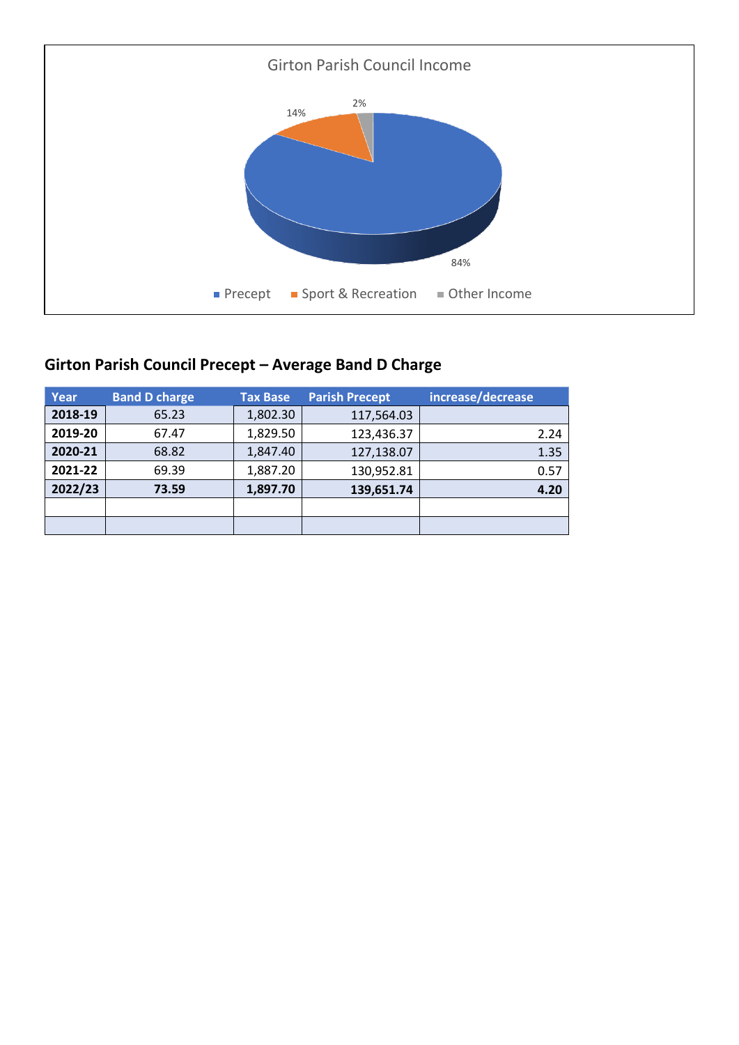Girton Parish Council Income

14%

2%

84%

Precept

Sport & Recreation

Other Income

## Girton Parish Council Precept – Average Band D Charge

| Year | Band D charge | Tax Base | Parish Precept | increase/decrease |
|---|---|---|---|---|
| **2018-19** | 65.23 | 1,802.30 | 117,564.03 | |
| **2019-20** | 67.47 | 1,829.50 | 123,436.37 | 2.24 |
| **2020-21** | 68.82 | 1,847.40 | 127,138.07 | 1.35 |
| **2021-22** | 69.39 | 1,887.20 | 130,952.81 | 0.57 |
| **2022/23** | **73.59** | **1,897.70** | **139,651.74** | **4.20** |
| | | | | |
| | | | | |